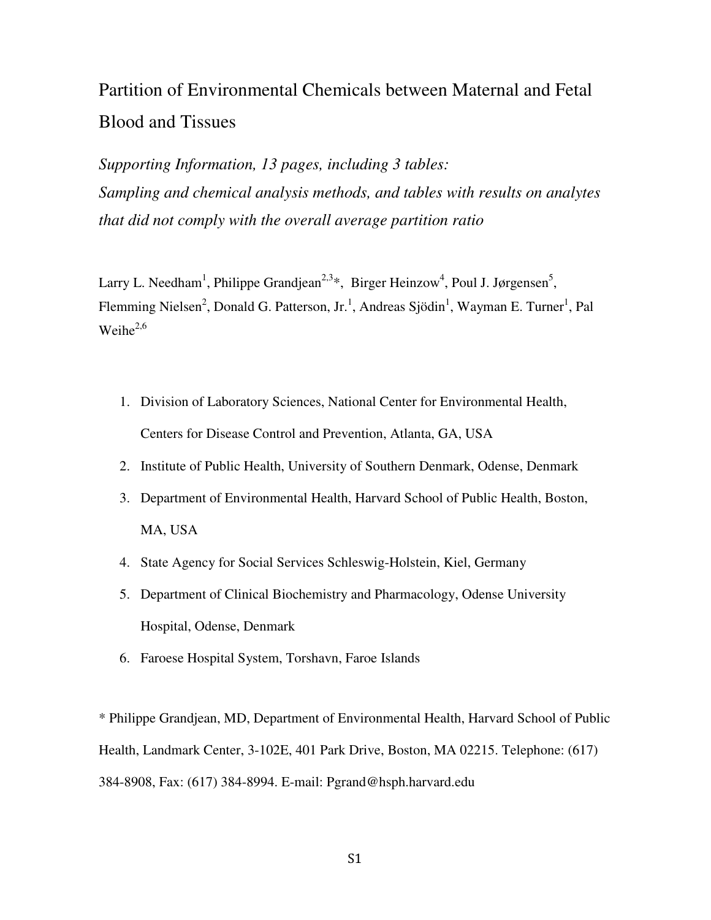# Partition of Environmental Chemicals between Maternal and Fetal Blood and Tissues

*Supporting Information, 13 pages, including 3 tables:*
*Sampling and chemical analysis methods, and tables with results on analytes that did not comply with the overall average partition ratio*

Larry L. Needham[1], Philippe Grandjean[2,3]*, Birger Heinzow[4], Poul J. Jørgensen[5], Flemming Nielsen[2], Donald G. Patterson, Jr.[1], Andreas Sjödin[1], Wayman E. Turner[1], Pal Weihe[2,6]

1. Division of Laboratory Sciences, National Center for Environmental Health, Centers for Disease Control and Prevention, Atlanta, GA, USA
2. Institute of Public Health, University of Southern Denmark, Odense, Denmark
3. Department of Environmental Health, Harvard School of Public Health, Boston, MA, USA
4. State Agency for Social Services Schleswig-Holstein, Kiel, Germany
5. Department of Clinical Biochemistry and Pharmacology, Odense University Hospital, Odense, Denmark
6. Faroese Hospital System, Torshavn, Faroe Islands

* Philippe Grandjean, MD, Department of Environmental Health, Harvard School of Public Health, Landmark Center, 3-102E, 401 Park Drive, Boston, MA 02215. Telephone: (617) 384-8908, Fax: (617) 384-8994. E-mail: Pgrand@hsph.harvard.edu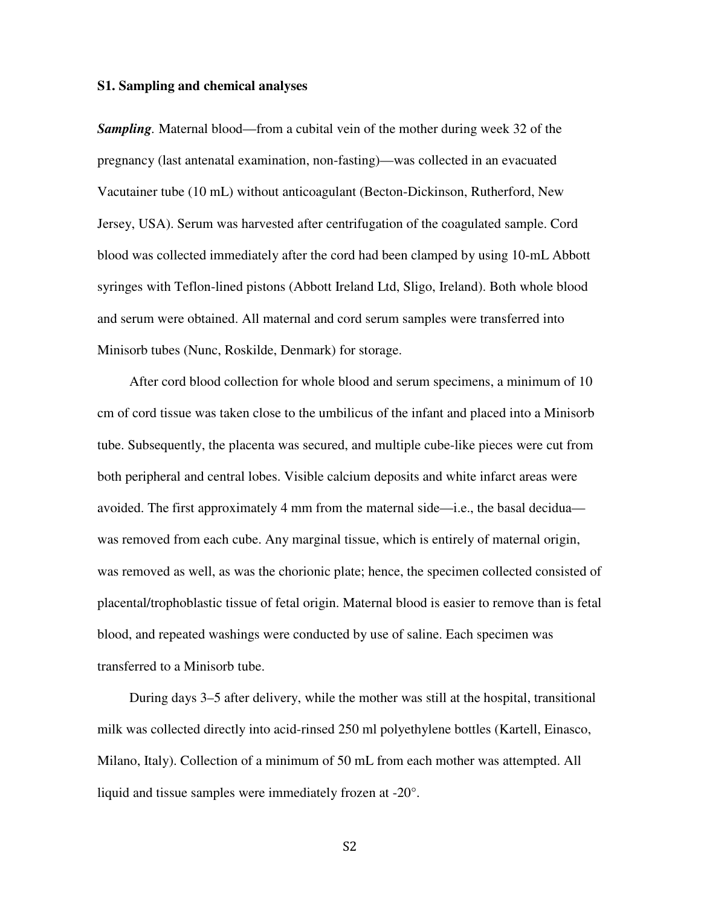### S1. Sampling and chemical analyses

***Sampling***. Maternal blood—from a cubital vein of the mother during week 32 of the pregnancy (last antenatal examination, non-fasting)—was collected in an evacuated Vacutainer tube (10 mL) without anticoagulant (Becton-Dickinson, Rutherford, New Jersey, USA). Serum was harvested after centrifugation of the coagulated sample. Cord blood was collected immediately after the cord had been clamped by using 10-mL Abbott syringes with Teflon-lined pistons (Abbott Ireland Ltd, Sligo, Ireland). Both whole blood and serum were obtained. All maternal and cord serum samples were transferred into Minisorb tubes (Nunc, Roskilde, Denmark) for storage.

After cord blood collection for whole blood and serum specimens, a minimum of 10 cm of cord tissue was taken close to the umbilicus of the infant and placed into a Minisorb tube. Subsequently, the placenta was secured, and multiple cube-like pieces were cut from both peripheral and central lobes. Visible calcium deposits and white infarct areas were avoided. The first approximately 4 mm from the maternal side—i.e., the basal decidua—was removed from each cube. Any marginal tissue, which is entirely of maternal origin, was removed as well, as was the chorionic plate; hence, the specimen collected consisted of placental/trophoblastic tissue of fetal origin. Maternal blood is easier to remove than is fetal blood, and repeated washings were conducted by use of saline. Each specimen was transferred to a Minisorb tube.

During days 3–5 after delivery, while the mother was still at the hospital, transitional milk was collected directly into acid-rinsed 250 ml polyethylene bottles (Kartell, Einasco, Milano, Italy). Collection of a minimum of 50 mL from each mother was attempted. All liquid and tissue samples were immediately frozen at -20°.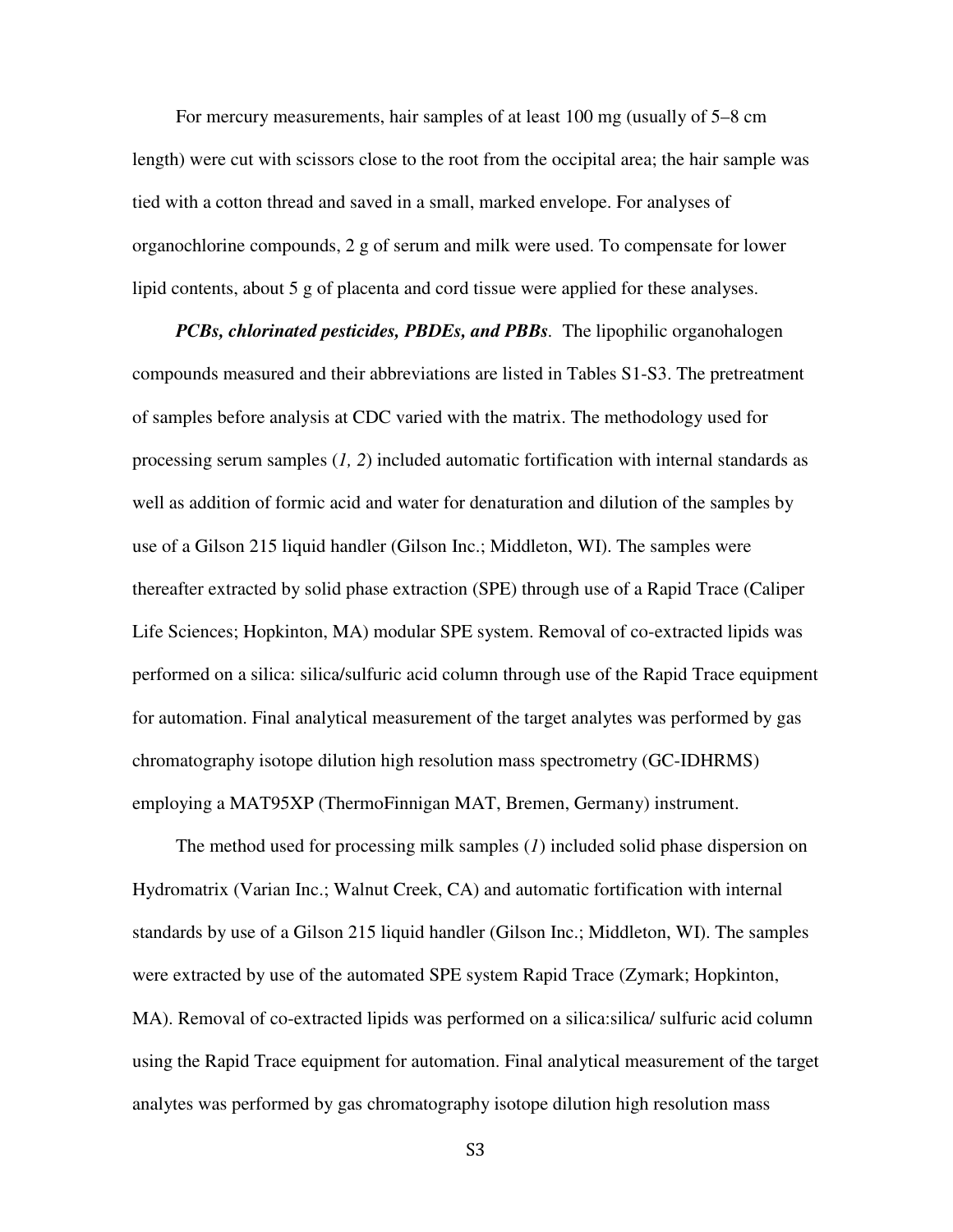For mercury measurements, hair samples of at least 100 mg (usually of 5–8 cm length) were cut with scissors close to the root from the occipital area; the hair sample was tied with a cotton thread and saved in a small, marked envelope. For analyses of organochlorine compounds, 2 g of serum and milk were used. To compensate for lower lipid contents, about 5 g of placenta and cord tissue were applied for these analyses.

***PCBs, chlorinated pesticides, PBDEs, and PBBs*.** The lipophilic organohalogen compounds measured and their abbreviations are listed in Tables S1-S3. The pretreatment of samples before analysis at CDC varied with the matrix. The methodology used for processing serum samples (*1, 2*) included automatic fortification with internal standards as well as addition of formic acid and water for denaturation and dilution of the samples by use of a Gilson 215 liquid handler (Gilson Inc.; Middleton, WI). The samples were thereafter extracted by solid phase extraction (SPE) through use of a Rapid Trace (Caliper Life Sciences; Hopkinton, MA) modular SPE system. Removal of co-extracted lipids was performed on a silica: silica/sulfuric acid column through use of the Rapid Trace equipment for automation. Final analytical measurement of the target analytes was performed by gas chromatography isotope dilution high resolution mass spectrometry (GC-IDHRMS) employing a MAT95XP (ThermoFinnigan MAT, Bremen, Germany) instrument.

The method used for processing milk samples (*1*) included solid phase dispersion on Hydromatrix (Varian Inc.; Walnut Creek, CA) and automatic fortification with internal standards by use of a Gilson 215 liquid handler (Gilson Inc.; Middleton, WI). The samples were extracted by use of the automated SPE system Rapid Trace (Zymark; Hopkinton, MA). Removal of co-extracted lipids was performed on a silica:silica/ sulfuric acid column using the Rapid Trace equipment for automation. Final analytical measurement of the target analytes was performed by gas chromatography isotope dilution high resolution mass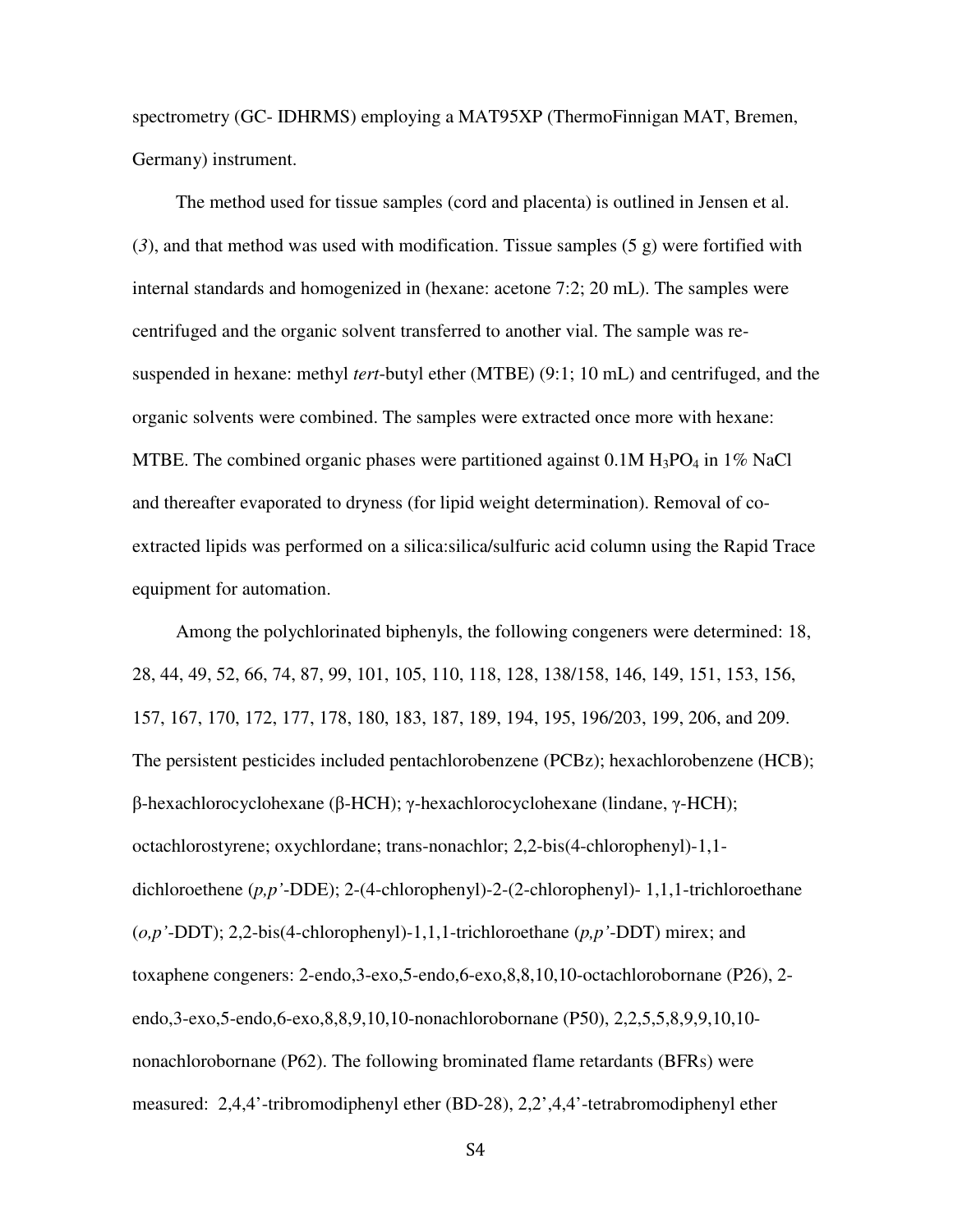spectrometry (GC- IDHRMS) employing a MAT95XP (ThermoFinnigan MAT, Bremen, Germany) instrument.

The method used for tissue samples (cord and placenta) is outlined in Jensen et al. (*3*), and that method was used with modification. Tissue samples (5 g) were fortified with internal standards and homogenized in (hexane: acetone 7:2; 20 mL). The samples were centrifuged and the organic solvent transferred to another vial. The sample was re-suspended in hexane: methyl *tert*-butyl ether (MTBE) (9:1; 10 mL) and centrifuged, and the organic solvents were combined. The samples were extracted once more with hexane: MTBE. The combined organic phases were partitioned against 0.1M $H_3PO_4$ in 1% NaCl and thereafter evaporated to dryness (for lipid weight determination). Removal of co-extracted lipids was performed on a silica:silica/sulfuric acid column using the Rapid Trace equipment for automation.

Among the polychlorinated biphenyls, the following congeners were determined: 18, 28, 44, 49, 52, 66, 74, 87, 99, 101, 105, 110, 118, 128, 138/158, 146, 149, 151, 153, 156, 157, 167, 170, 172, 177, 178, 180, 183, 187, 189, 194, 195, 196/203, 199, 206, and 209. The persistent pesticides included pentachlorobenzene (PCBz); hexachlorobenzene (HCB); β-hexachlorocyclohexane (β-HCH); γ-hexachlorocyclohexane (lindane, γ-HCH); octachlorostyrene; oxychlordane; trans-nonachlor; 2,2-bis(4-chlorophenyl)-1,1-dichloroethene (*p,p'*-DDE); 2-(4-chlorophenyl)-2-(2-chlorophenyl)- 1,1,1-trichloroethane (*o,p'*-DDT); 2,2-bis(4-chlorophenyl)-1,1,1-trichloroethane (*p,p'*-DDT) mirex; and toxaphene congeners: 2-endo,3-exo,5-endo,6-exo,8,8,10,10-octachlorobornane (P26), 2-endo,3-exo,5-endo,6-exo,8,8,9,10,10-nonachlorobornane (P50), 2,2,5,5,8,9,9,10,10-nonachlorobornane (P62). The following brominated flame retardants (BFRs) were measured: 2,4,4'-tribromodiphenyl ether (BD-28), 2,2',4,4'-tetrabromodiphenyl ether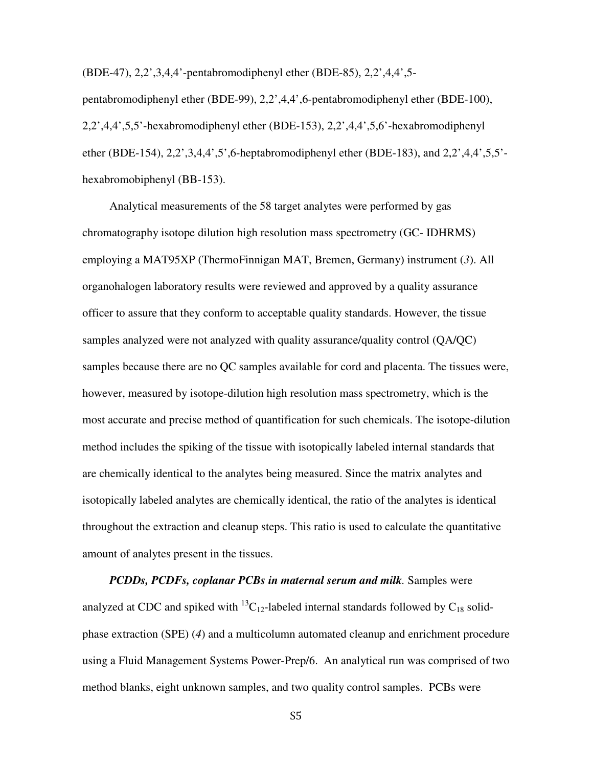(BDE-47), 2,2',3,4,4'-pentabromodiphenyl ether (BDE-85), 2,2',4,4',5-pentabromodiphenyl ether (BDE-99), 2,2',4,4',6-pentabromodiphenyl ether (BDE-100), 2,2',4,4',5,5'-hexabromodiphenyl ether (BDE-153), 2,2',4,4',5,6'-hexabromodiphenyl ether (BDE-154), 2,2',3,4,4',5',6-heptabromodiphenyl ether (BDE-183), and 2,2',4,4',5,5'-hexabromobiphenyl (BB-153).

Analytical measurements of the 58 target analytes were performed by gas chromatography isotope dilution high resolution mass spectrometry (GC- IDHRMS) employing a MAT95XP (ThermoFinnigan MAT, Bremen, Germany) instrument (*3*). All organohalogen laboratory results were reviewed and approved by a quality assurance officer to assure that they conform to acceptable quality standards. However, the tissue samples analyzed were not analyzed with quality assurance/quality control (QA/QC) samples because there are no QC samples available for cord and placenta. The tissues were, however, measured by isotope-dilution high resolution mass spectrometry, which is the most accurate and precise method of quantification for such chemicals. The isotope-dilution method includes the spiking of the tissue with isotopically labeled internal standards that are chemically identical to the analytes being measured. Since the matrix analytes and isotopically labeled analytes are chemically identical, the ratio of the analytes is identical throughout the extraction and cleanup steps. This ratio is used to calculate the quantitative amount of analytes present in the tissues.

***PCDDs, PCDFs, coplanar PCBs in maternal serum and milk*.** Samples were analyzed at CDC and spiked with $^{13}C_{12}$-labeled internal standards followed by $C_{18}$ solid-phase extraction (SPE) (*4*) and a multicolumn automated cleanup and enrichment procedure using a Fluid Management Systems Power-Prep/6. An analytical run was comprised of two method blanks, eight unknown samples, and two quality control samples. PCBs were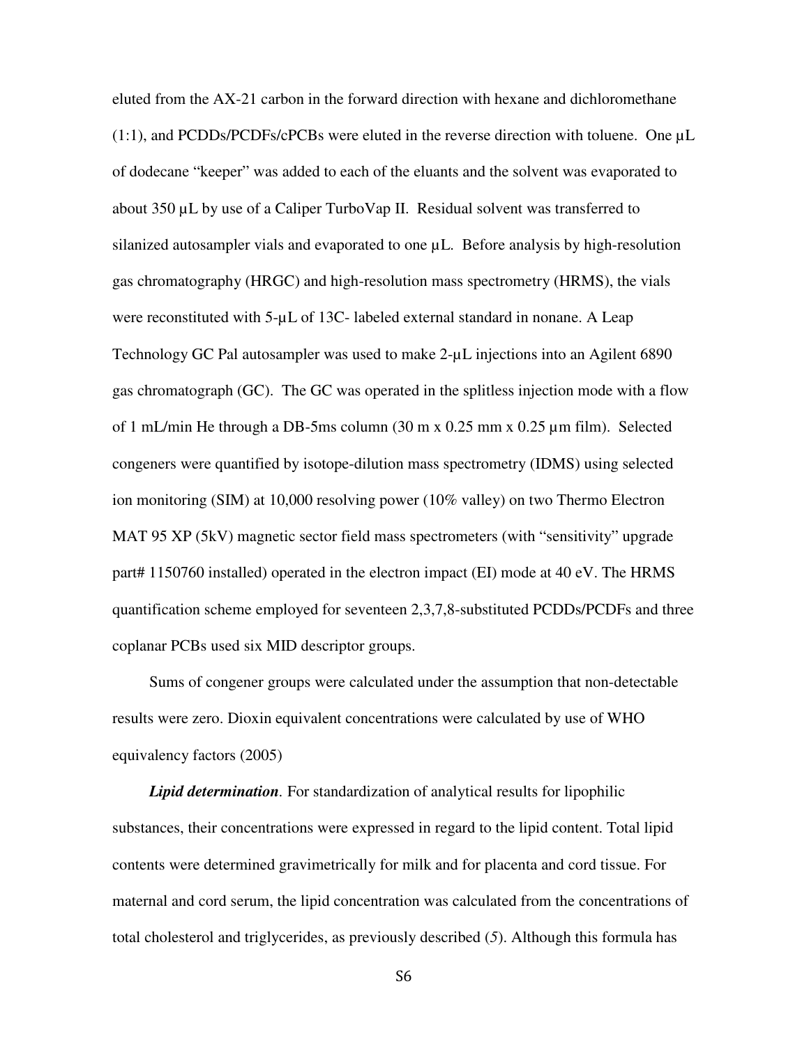eluted from the AX-21 carbon in the forward direction with hexane and dichloromethane (1:1), and PCDDs/PCDFs/cPCBs were eluted in the reverse direction with toluene. One µL of dodecane "keeper" was added to each of the eluants and the solvent was evaporated to about 350 µL by use of a Caliper TurboVap II. Residual solvent was transferred to silanized autosampler vials and evaporated to one µL. Before analysis by high-resolution gas chromatography (HRGC) and high-resolution mass spectrometry (HRMS), the vials were reconstituted with 5-µL of 13C- labeled external standard in nonane. A Leap Technology GC Pal autosampler was used to make 2-µL injections into an Agilent 6890 gas chromatograph (GC). The GC was operated in the splitless injection mode with a flow of 1 mL/min He through a DB-5ms column (30 m x 0.25 mm x 0.25 µm film). Selected congeners were quantified by isotope-dilution mass spectrometry (IDMS) using selected ion monitoring (SIM) at 10,000 resolving power (10% valley) on two Thermo Electron MAT 95 XP (5kV) magnetic sector field mass spectrometers (with "sensitivity" upgrade part# 1150760 installed) operated in the electron impact (EI) mode at 40 eV. The HRMS quantification scheme employed for seventeen 2,3,7,8-substituted PCDDs/PCDFs and three coplanar PCBs used six MID descriptor groups.

Sums of congener groups were calculated under the assumption that non-detectable results were zero. Dioxin equivalent concentrations were calculated by use of WHO equivalency factors (2005)

***Lipid determination***. For standardization of analytical results for lipophilic substances, their concentrations were expressed in regard to the lipid content. Total lipid contents were determined gravimetrically for milk and for placenta and cord tissue. For maternal and cord serum, the lipid concentration was calculated from the concentrations of total cholesterol and triglycerides, as previously described (*5*). Although this formula has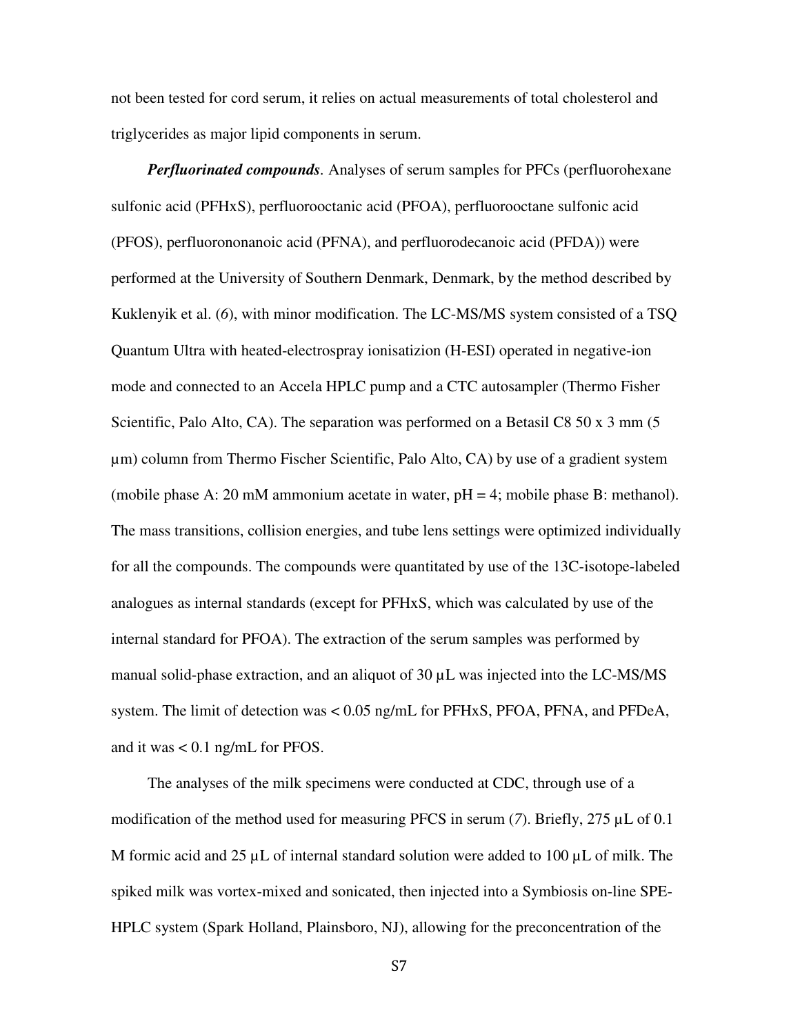not been tested for cord serum, it relies on actual measurements of total cholesterol and triglycerides as major lipid components in serum.

***Perfluorinated compounds***. Analyses of serum samples for PFCs (perfluorohexane sulfonic acid (PFHxS), perfluorooctanic acid (PFOA), perfluorooctane sulfonic acid (PFOS), perfluorononanoic acid (PFNA), and perfluorodecanoic acid (PFDA)) were performed at the University of Southern Denmark, Denmark, by the method described by Kuklenyik et al. (*6*), with minor modification. The LC-MS/MS system consisted of a TSQ Quantum Ultra with heated-electrospray ionisatizion (H-ESI) operated in negative-ion mode and connected to an Accela HPLC pump and a CTC autosampler (Thermo Fisher Scientific, Palo Alto, CA). The separation was performed on a Betasil C8 50 x 3 mm (5 µm) column from Thermo Fischer Scientific, Palo Alto, CA) by use of a gradient system (mobile phase A: 20 mM ammonium acetate in water, pH = 4; mobile phase B: methanol). The mass transitions, collision energies, and tube lens settings were optimized individually for all the compounds. The compounds were quantitated by use of the 13C-isotope-labeled analogues as internal standards (except for PFHxS, which was calculated by use of the internal standard for PFOA). The extraction of the serum samples was performed by manual solid-phase extraction, and an aliquot of 30 µL was injected into the LC-MS/MS system. The limit of detection was < 0.05 ng/mL for PFHxS, PFOA, PFNA, and PFDeA, and it was < 0.1 ng/mL for PFOS.

The analyses of the milk specimens were conducted at CDC, through use of a modification of the method used for measuring PFCS in serum (*7*). Briefly, 275 µL of 0.1 M formic acid and 25 µL of internal standard solution were added to 100 µL of milk. The spiked milk was vortex-mixed and sonicated, then injected into a Symbiosis on-line SPE-HPLC system (Spark Holland, Plainsboro, NJ), allowing for the preconcentration of the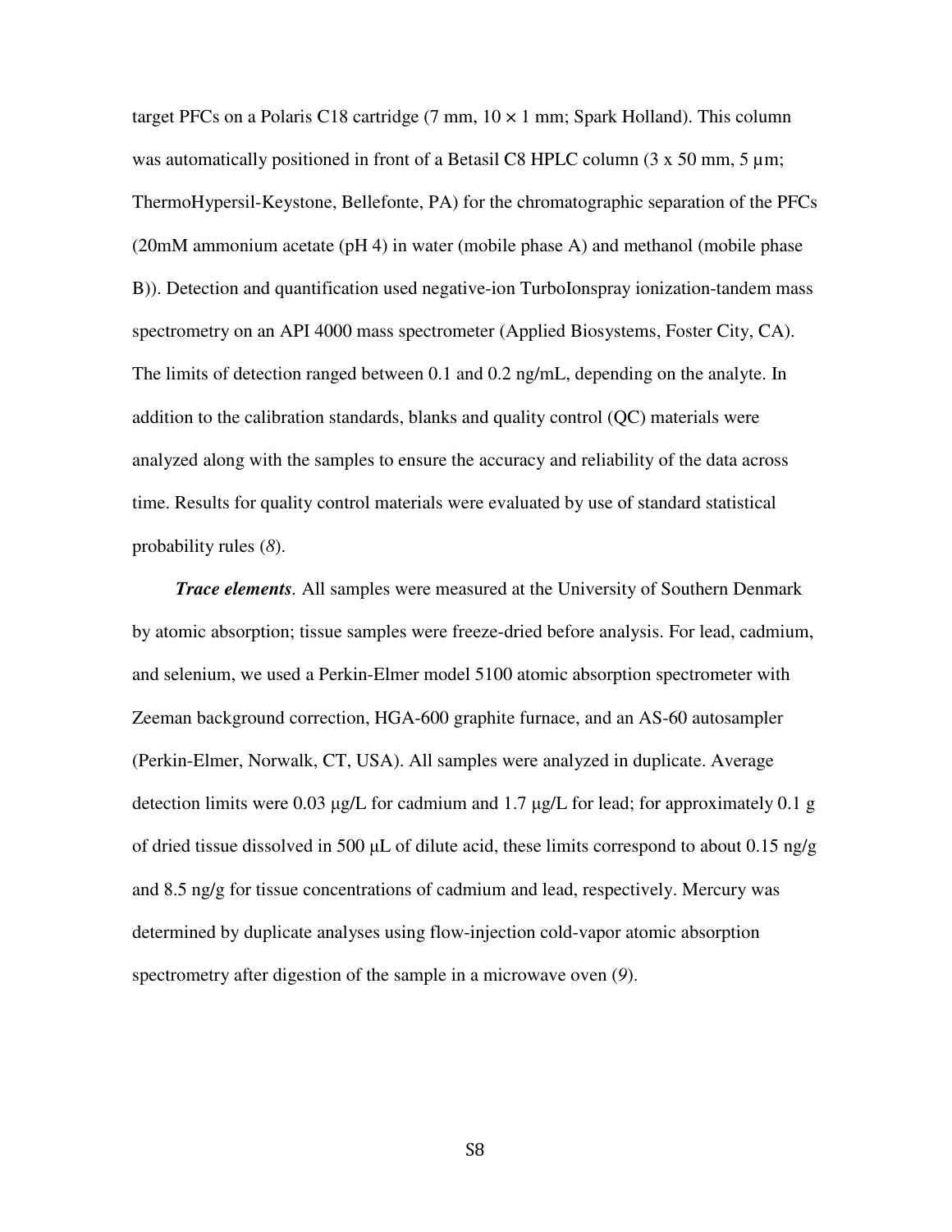target PFCs on a Polaris C18 cartridge (7 mm, 10 × 1 mm; Spark Holland). This column was automatically positioned in front of a Betasil C8 HPLC column (3 x 50 mm, 5 µm; ThermoHypersil-Keystone, Bellefonte, PA) for the chromatographic separation of the PFCs (20mM ammonium acetate (pH 4) in water (mobile phase A) and methanol (mobile phase B)). Detection and quantification used negative-ion TurboIonspray ionization-tandem mass spectrometry on an API 4000 mass spectrometer (Applied Biosystems, Foster City, CA). The limits of detection ranged between 0.1 and 0.2 ng/mL, depending on the analyte. In addition to the calibration standards, blanks and quality control (QC) materials were analyzed along with the samples to ensure the accuracy and reliability of the data across time. Results for quality control materials were evaluated by use of standard statistical probability rules (*8*).

***Trace elements***. All samples were measured at the University of Southern Denmark by atomic absorption; tissue samples were freeze-dried before analysis. For lead, cadmium, and selenium, we used a Perkin-Elmer model 5100 atomic absorption spectrometer with Zeeman background correction, HGA-600 graphite furnace, and an AS-60 autosampler (Perkin-Elmer, Norwalk, CT, USA). All samples were analyzed in duplicate. Average detection limits were 0.03 µg/L for cadmium and 1.7 µg/L for lead; for approximately 0.1 g of dried tissue dissolved in 500 µL of dilute acid, these limits correspond to about 0.15 ng/g and 8.5 ng/g for tissue concentrations of cadmium and lead, respectively. Mercury was determined by duplicate analyses using flow-injection cold-vapor atomic absorption spectrometry after digestion of the sample in a microwave oven (*9*).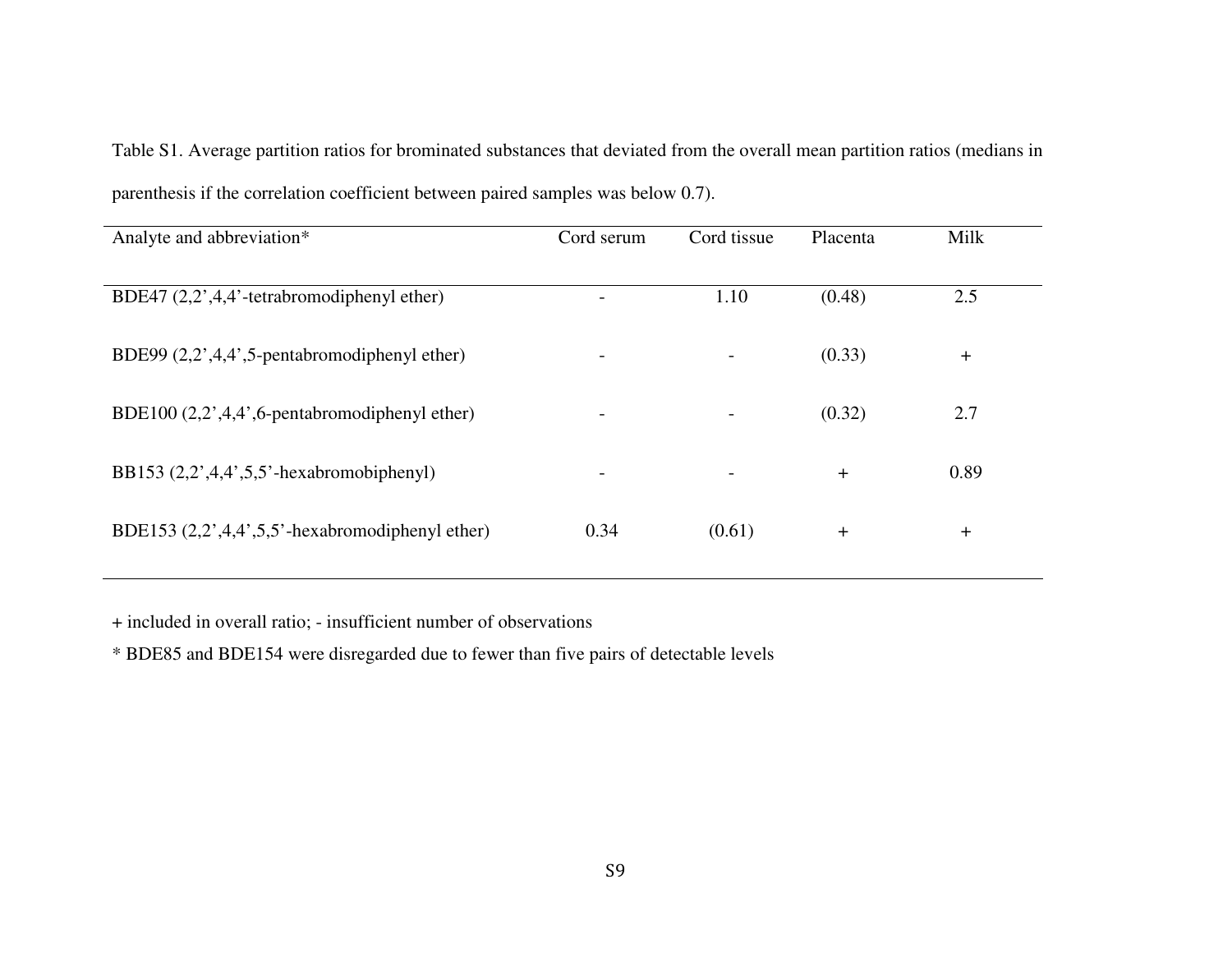Table S1. Average partition ratios for brominated substances that deviated from the overall mean partition ratios (medians in parenthesis if the correlation coefficient between paired samples was below 0.7).

| Analyte and abbreviation* | Cord serum | Cord tissue | Placenta | Milk |
|---|---|---|---|---|
| BDE47 (2,2',4,4'-tetrabromodiphenyl ether) | - | 1.10 | (0.48) | 2.5 |
| BDE99 (2,2',4,4',5-pentabromodiphenyl ether) | - | - | (0.33) | + |
| BDE100 (2,2',4,4',6-pentabromodiphenyl ether) | - | - | (0.32) | 2.7 |
| BB153 (2,2',4,4',5,5'-hexabromobiphenyl) | - | - | + | 0.89 |
| BDE153 (2,2',4,4',5,5'-hexabromodiphenyl ether) | 0.34 | (0.61) | + | + |

+ included in overall ratio; - insufficient number of observations

* BDE85 and BDE154 were disregarded due to fewer than five pairs of detectable levels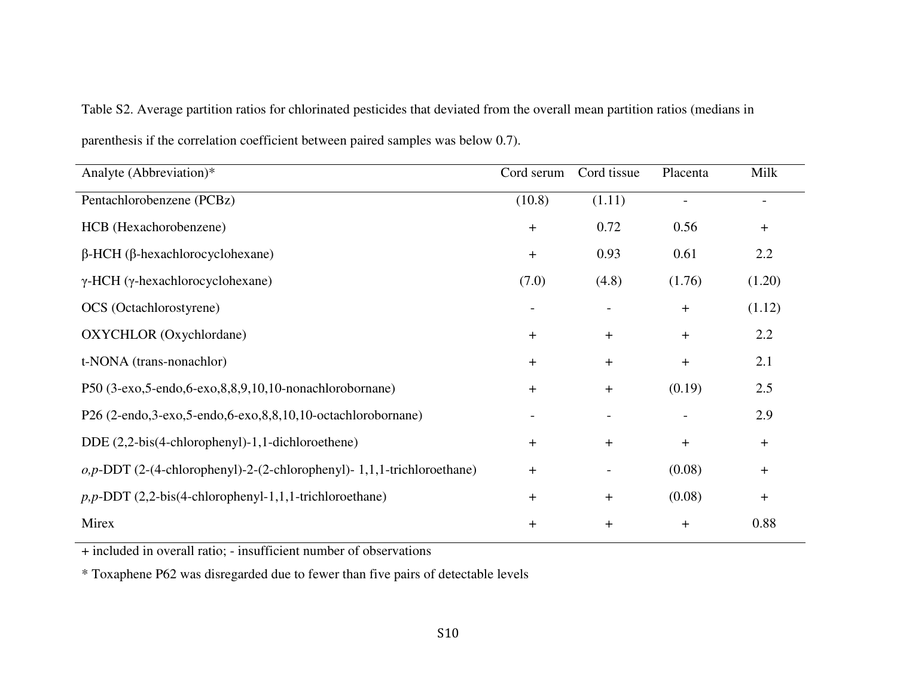Table S2. Average partition ratios for chlorinated pesticides that deviated from the overall mean partition ratios (medians in parenthesis if the correlation coefficient between paired samples was below 0.7).

| Analyte (Abbreviation)* | Cord serum | Cord tissue | Placenta | Milk |
|---|---|---|---|---|
| Pentachlorobenzene (PCBz) | (10.8) | (1.11) | - | - |
| HCB (Hexachorobenzene) | + | 0.72 | 0.56 | + |
| β-HCH (β-hexachlorocyclohexane) | + | 0.93 | 0.61 | 2.2 |
| γ-HCH (γ-hexachlorocyclohexane) | (7.0) | (4.8) | (1.76) | (1.20) |
| OCS (Octachlorostyrene) | - | - | + | (1.12) |
| OXYCHLOR (Oxychlordane) | + | + | + | 2.2 |
| t-NONA (trans-nonachlor) | + | + | + | 2.1 |
| P50 (3-exo,5-endo,6-exo,8,8,9,10,10-nonachlorobornane) | + | + | (0.19) | 2.5 |
| P26 (2-endo,3-exo,5-endo,6-exo,8,8,10,10-octachlorobornane) | - | - | - | 2.9 |
| DDE (2,2-bis(4-chlorophenyl)-1,1-dichloroethene) | + | + | + | + |
| *o,p*-DDT (2-(4-chlorophenyl)-2-(2-chlorophenyl)- 1,1,1-trichloroethane) | + | - | (0.08) | + |
| *p,p*-DDT (2,2-bis(4-chlorophenyl-1,1,1-trichloroethane) | + | + | (0.08) | + |
| Mirex | + | + | + | 0.88 |

+ included in overall ratio; - insufficient number of observations

\* Toxaphene P62 was disregarded due to fewer than five pairs of detectable levels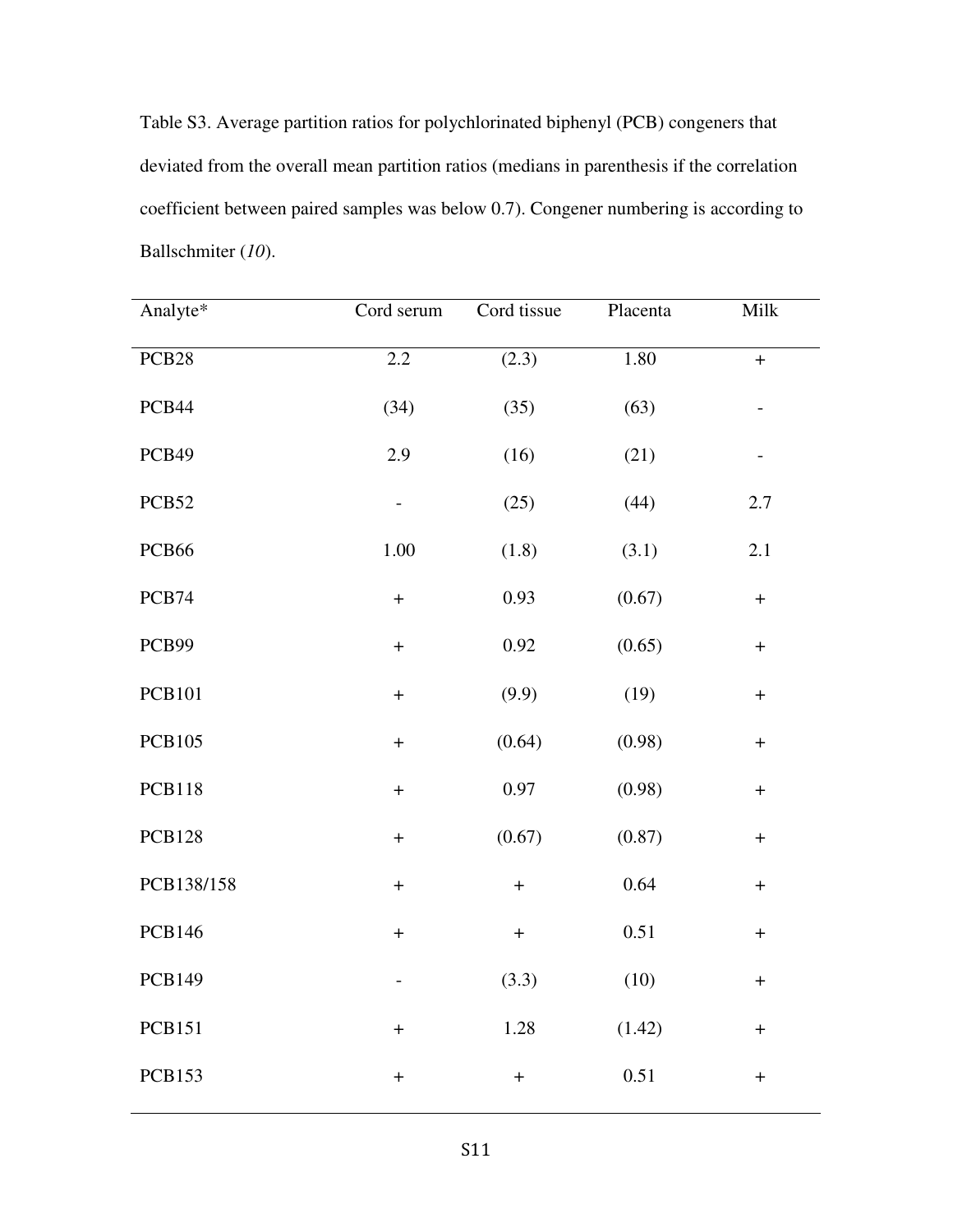Table S3. Average partition ratios for polychlorinated biphenyl (PCB) congeners that deviated from the overall mean partition ratios (medians in parenthesis if the correlation coefficient between paired samples was below 0.7). Congener numbering is according to Ballschmiter (*10*).

| Analyte* | Cord serum | Cord tissue | Placenta | Milk |
|---|---|---|---|---|
| PCB28 | 2.2 | (2.3) | 1.80 | + |
| PCB44 | (34) | (35) | (63) | - |
| PCB49 | 2.9 | (16) | (21) | - |
| PCB52 | - | (25) | (44) | 2.7 |
| PCB66 | 1.00 | (1.8) | (3.1) | 2.1 |
| PCB74 | + | 0.93 | (0.67) | + |
| PCB99 | + | 0.92 | (0.65) | + |
| PCB101 | + | (9.9) | (19) | + |
| PCB105 | + | (0.64) | (0.98) | + |
| PCB118 | + | 0.97 | (0.98) | + |
| PCB128 | + | (0.67) | (0.87) | + |
| PCB138/158 | + | + | 0.64 | + |
| PCB146 | + | + | 0.51 | + |
| PCB149 | - | (3.3) | (10) | + |
| PCB151 | + | 1.28 | (1.42) | + |
| PCB153 | + | + | 0.51 | + |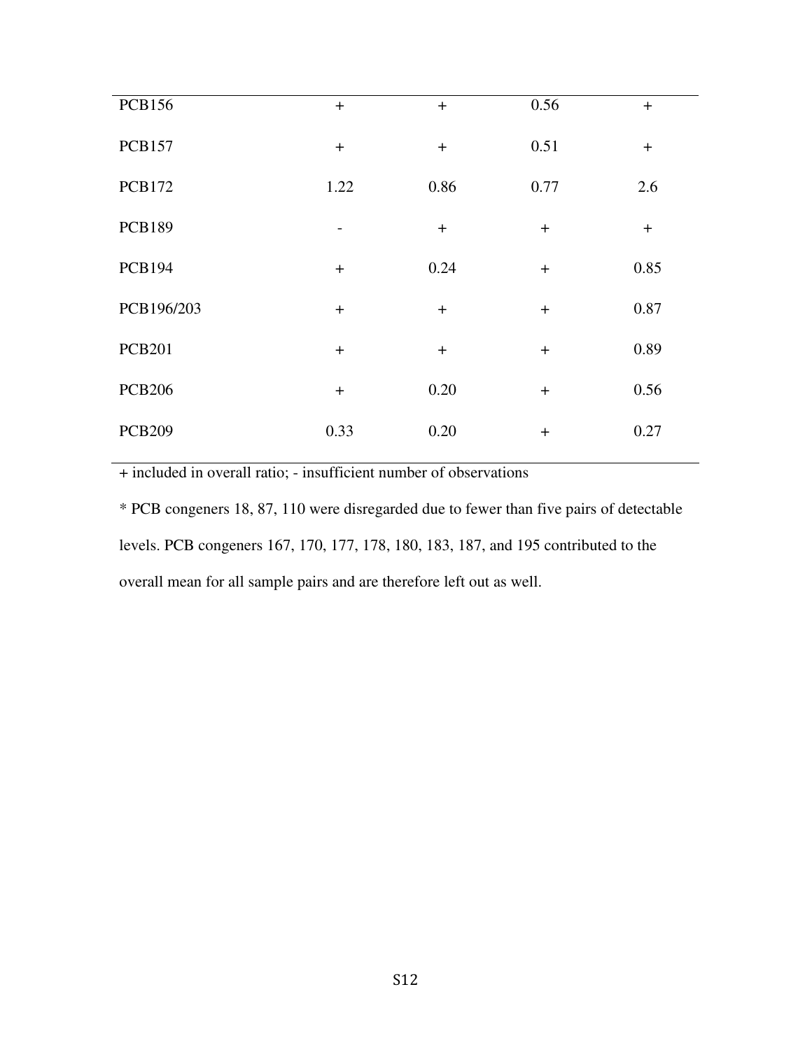| | | | | |
|---|---|---|---|---|
| PCB156 | + | + | 0.56 | + |
| PCB157 | + | + | 0.51 | + |
| PCB172 | 1.22 | 0.86 | 0.77 | 2.6 |
| PCB189 | - | + | + | + |
| PCB194 | + | 0.24 | + | 0.85 |
| PCB196/203 | + | + | + | 0.87 |
| PCB201 | + | + | + | 0.89 |
| PCB206 | + | 0.20 | + | 0.56 |
| PCB209 | 0.33 | 0.20 | + | 0.27 |

+ included in overall ratio; - insufficient number of observations

* PCB congeners 18, 87, 110 were disregarded due to fewer than five pairs of detectable levels. PCB congeners 167, 170, 177, 178, 180, 183, 187, and 195 contributed to the overall mean for all sample pairs and are therefore left out as well.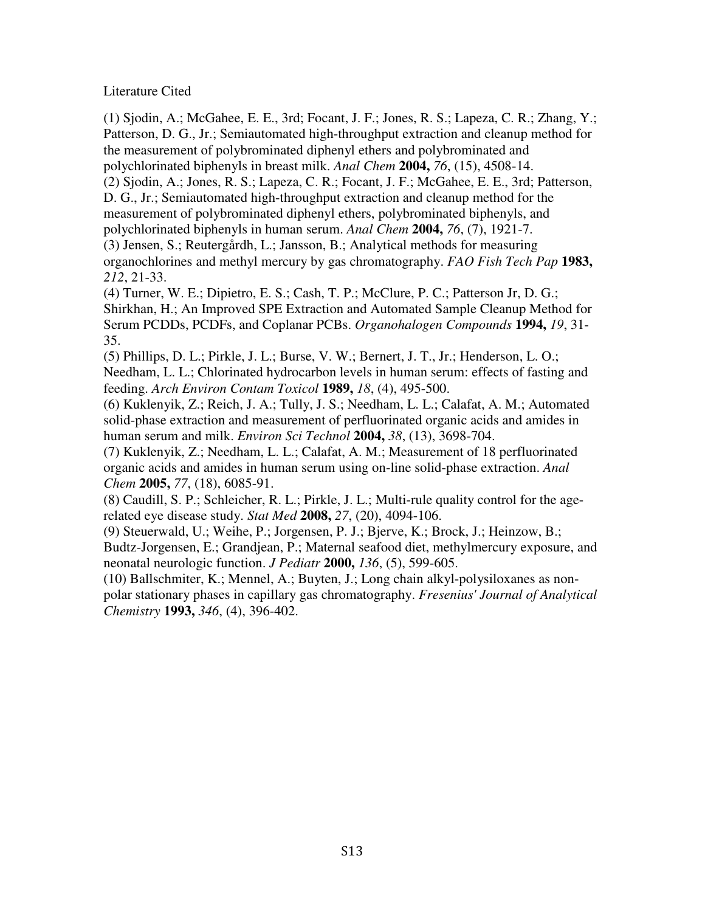Literature Cited

(1) Sjodin, A.; McGahee, E. E., 3rd; Focant, J. F.; Jones, R. S.; Lapeza, C. R.; Zhang, Y.; Patterson, D. G., Jr.; Semiautomated high-throughput extraction and cleanup method for the measurement of polybrominated diphenyl ethers and polybrominated and polychlorinated biphenyls in breast milk. *Anal Chem* **2004,** *76*, (15), 4508-14.
(2) Sjodin, A.; Jones, R. S.; Lapeza, C. R.; Focant, J. F.; McGahee, E. E., 3rd; Patterson, D. G., Jr.; Semiautomated high-throughput extraction and cleanup method for the measurement of polybrominated diphenyl ethers, polybrominated biphenyls, and polychlorinated biphenyls in human serum. *Anal Chem* **2004,** *76*, (7), 1921-7.
(3) Jensen, S.; Reutergårdh, L.; Jansson, B.; Analytical methods for measuring organochlorines and methyl mercury by gas chromatography. *FAO Fish Tech Pap* **1983,** *212*, 21-33.
(4) Turner, W. E.; Dipietro, E. S.; Cash, T. P.; McClure, P. C.; Patterson Jr, D. G.; Shirkhan, H.; An Improved SPE Extraction and Automated Sample Cleanup Method for Serum PCDDs, PCDFs, and Coplanar PCBs. *Organohalogen Compounds* **1994,** *19*, 31-35.
(5) Phillips, D. L.; Pirkle, J. L.; Burse, V. W.; Bernert, J. T., Jr.; Henderson, L. O.; Needham, L. L.; Chlorinated hydrocarbon levels in human serum: effects of fasting and feeding. *Arch Environ Contam Toxicol* **1989,** *18*, (4), 495-500.
(6) Kuklenyik, Z.; Reich, J. A.; Tully, J. S.; Needham, L. L.; Calafat, A. M.; Automated solid-phase extraction and measurement of perfluorinated organic acids and amides in human serum and milk. *Environ Sci Technol* **2004,** *38*, (13), 3698-704.
(7) Kuklenyik, Z.; Needham, L. L.; Calafat, A. M.; Measurement of 18 perfluorinated organic acids and amides in human serum using on-line solid-phase extraction. *Anal Chem* **2005,** *77*, (18), 6085-91.
(8) Caudill, S. P.; Schleicher, R. L.; Pirkle, J. L.; Multi-rule quality control for the age-related eye disease study. *Stat Med* **2008,** *27*, (20), 4094-106.
(9) Steuerwald, U.; Weihe, P.; Jorgensen, P. J.; Bjerve, K.; Brock, J.; Heinzow, B.; Budtz-Jorgensen, E.; Grandjean, P.; Maternal seafood diet, methylmercury exposure, and neonatal neurologic function. *J Pediatr* **2000,** *136*, (5), 599-605.
(10) Ballschmiter, K.; Mennel, A.; Buyten, J.; Long chain alkyl-polysiloxanes as non-polar stationary phases in capillary gas chromatography. *Fresenius' Journal of Analytical Chemistry* **1993,** *346*, (4), 396-402.